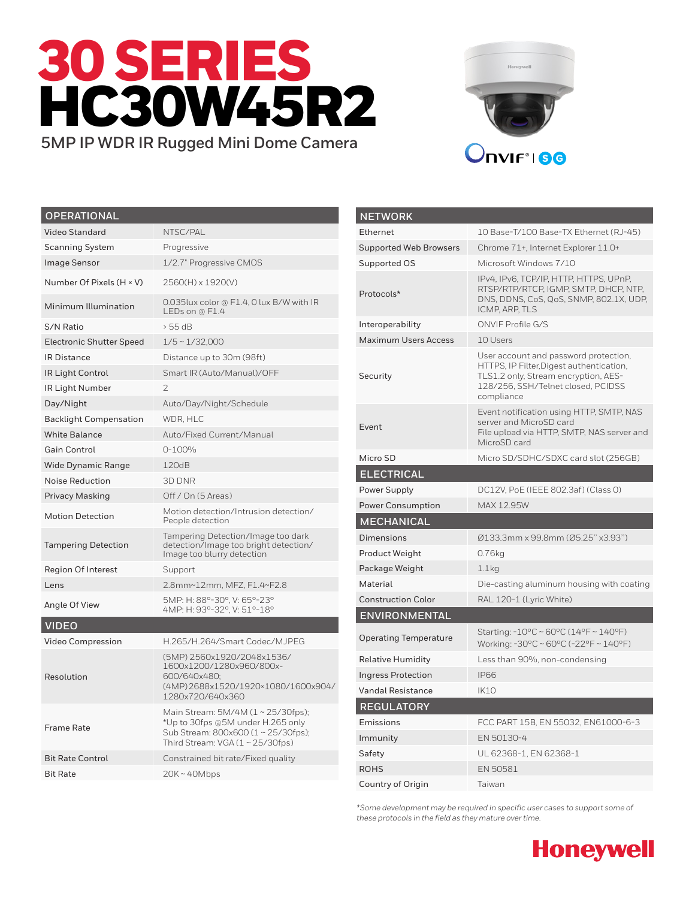# 30 SERIES
# HC30W45R2

## 5MP IP WDR IR Rugged Mini Dome Camera

| OPERATIONAL | |
|---|---|
| Video Standard | NTSC/PAL |
| Scanning System | Progressive |
| Image Sensor | 1/2.7" Progressive CMOS |
| Number Of Pixels (H × V) | 2560(H) x 1920(V) |
| Minimum Illumination | 0.035lux color @ F1.4, 0 lux B/W with IR LEDs on @ F1.4 |
| S/N Ratio | > 55 dB |
| Electronic Shutter Speed | 1/5 ~ 1/32,000 |
| IR Distance | Distance up to 30m (98ft) |
| IR Light Control | Smart IR (Auto/Manual)/OFF |
| IR Light Number | 2 |
| Day/Night | Auto/Day/Night/Schedule |
| Backlight Compensation | WDR, HLC |
| White Balance | Auto/Fixed Current/Manual |
| Gain Control | 0-100% |
| Wide Dynamic Range | 120dB |
| Noise Reduction | 3D DNR |
| Privacy Masking | Off / On (5 Areas) |
| Motion Detection | Motion detection/Intrusion detection/ People detection |
| Tampering Detection | Tampering Detection/Image too dark detection/Image too bright detection/ Image too blurry detection |
| Region Of Interest | Support |
| Lens | 2.8mm~12mm, MFZ, F1.4~F2.8 |
| Angle Of View | 5MP: H: 88°-30°, V: 65°-23°<br>4MP: H: 93°-32°, V: 51°-18° |

| VIDEO | |
|---|---|
| Video Compression | H.265/H.264/Smart Codec/MJPEG |
| Resolution | (5MP) 2560x1920/2048x1536/ 1600x1200/1280x960/800x-600/640x480;<br>(4MP)2688x1520/1920x1080/1600x904/ 1280x720/640x360 |
| Frame Rate | Main Stream: 5M/4M (1 ~ 25/30fps);<br>*Up to 30fps @5M under H.265 only<br>Sub Stream: 800x600 (1 ~ 25/30fps);<br>Third Stream: VGA (1 ~ 25/30fps) |
| Bit Rate Control | Constrained bit rate/Fixed quality |
| Bit Rate | 20K ~ 40Mbps |

| NETWORK | |
|---|---|
| Ethernet | 10 Base-T/100 Base-TX Ethernet (RJ-45) |
| Supported Web Browsers | Chrome 71+, Internet Explorer 11.0+ |
| Supported OS | Microsoft Windows 7/10 |
| Protocols* | IPv4, IPv6, TCP/IP, HTTP, HTTPS, UPnP, RTSP/RTP/RTCP, IGMP, SMTP, DHCP, NTP, DNS, DDNS, CoS, QoS, SNMP, 802.1X, UDP, ICMP, ARP, TLS |
| Interoperability | ONVIF Profile G/S |
| Maximum Users Access | 10 Users |
| Security | User account and password protection, HTTPS, IP Filter,Digest authentication, TLS1.2 only, Stream encryption, AES-128/256, SSH/Telnet closed, PCIDSS compliance |
| Event | Event notification using HTTP, SMTP, NAS server and MicroSD card<br>File upload via HTTP, SMTP, NAS server and MicroSD card |
| Micro SD | Micro SD/SDHC/SDXC card slot (256GB) |

| ELECTRICAL | |
|---|---|
| Power Supply | DC12V, PoE (IEEE 802.3af) (Class 0) |
| Power Consumption | MAX 12.95W |

| MECHANICAL | |
|---|---|
| Dimensions | Ø133.3mm x 99.8mm (Ø5.25" x3.93") |
| Product Weight | 0.76kg |
| Package Weight | 1.1kg |
| Material | Die-casting aluminum housing with coating |
| Construction Color | RAL 120-1 (Lyric White) |

| ENVIRONMENTAL | |
|---|---|
| Operating Temperature | Starting: -10°C ~ 60°C (14°F ~ 140°F)<br>Working: -30°C ~ 60°C (-22°F ~ 140°F) |
| Relative Humidity | Less than 90%, non-condensing |
| Ingress Protection | IP66 |
| Vandal Resistance | IK10 |

| REGULATORY | |
|---|---|
| Emissions | FCC PART 15B, EN 55032, EN61000-6-3 |
| Immunity | EN 50130-4 |
| Safety | UL 62368-1, EN 62368-1 |
| ROHS | EN 50581 |
| Country of Origin | Taiwan |

*\*Some development may be required in specific user cases to support some of these protocols in the field as they mature over time.*

Honeywell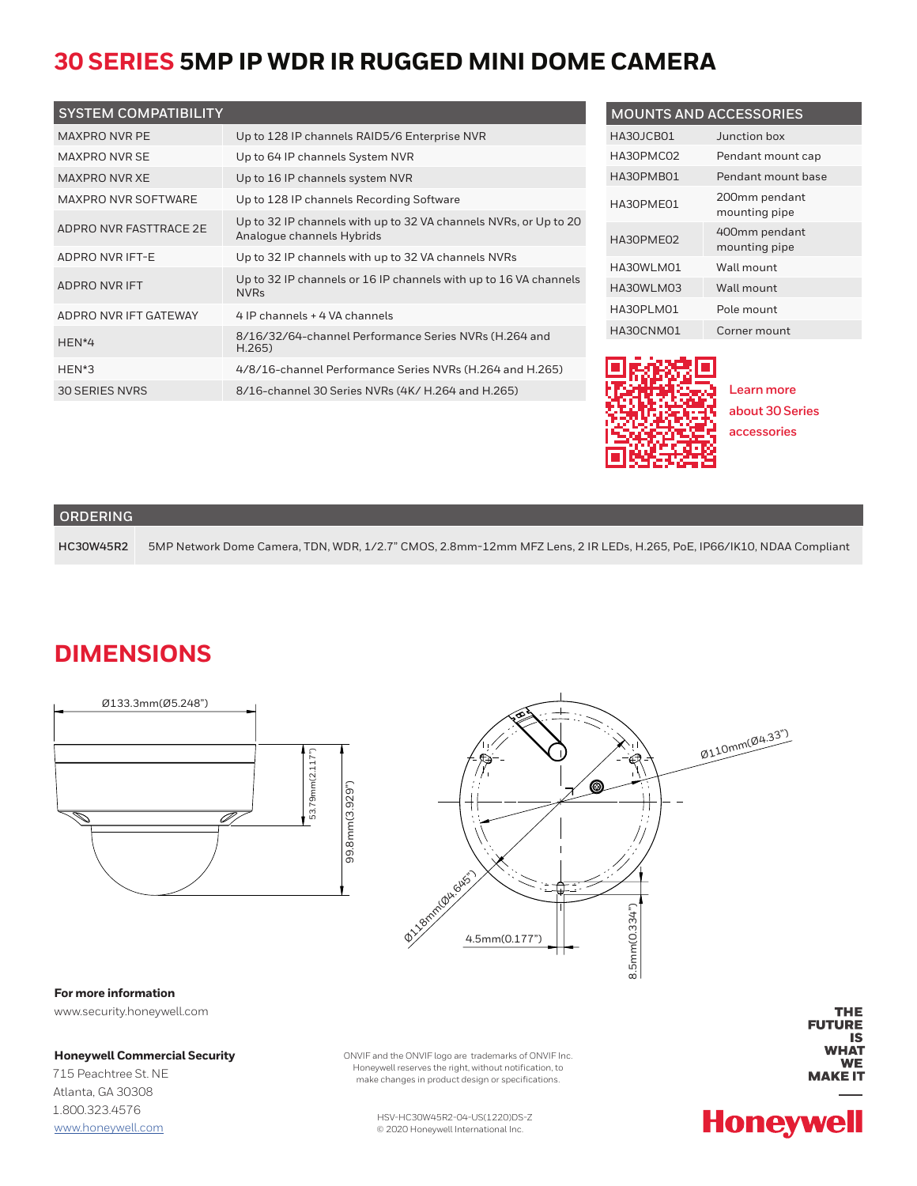# 30 SERIES 5MP IP WDR IR RUGGED MINI DOME CAMERA

| SYSTEM COMPATIBILITY | |
|---|---|
| MAXPRO NVR PE | Up to 128 IP channels RAID5/6 Enterprise NVR |
| MAXPRO NVR SE | Up to 64 IP channels System NVR |
| MAXPRO NVR XE | Up to 16 IP channels system NVR |
| MAXPRO NVR SOFTWARE | Up to 128 IP channels Recording Software |
| ADPRO NVR FASTTRACE 2E | Up to 32 IP channels with up to 32 VA channels NVRs, or Up to 20 Analogue channels Hybrids |
| ADPRO NVR IFT-E | Up to 32 IP channels with up to 32 VA channels NVRs |
| ADPRO NVR IFT | Up to 32 IP channels or 16 IP channels with up to 16 VA channels NVRs |
| ADPRO NVR IFT GATEWAY | 4 IP channels + 4 VA channels |
| HEN*4 | 8/16/32/64-channel Performance Series NVRs (H.264 and H.265) |
| HEN*3 | 4/8/16-channel Performance Series NVRs (H.264 and H.265) |
| 30 SERIES NVRS | 8/16-channel 30 Series NVRs (4K/ H.264 and H.265) |

| MOUNTS AND ACCESSORIES | |
|---|---|
| HA30JCB01 | Junction box |
| HA30PMC02 | Pendant mount cap |
| HA30PMB01 | Pendant mount base |
| HA30PME01 | 200mm pendant mounting pipe |
| HA30PME02 | 400mm pendant mounting pipe |
| HA30WLM01 | Wall mount |
| HA30WLM03 | Wall mount |
| HA30PLM01 | Pole mount |
| HA30CNM01 | Corner mount |

Learn more about 30 Series accessories

| ORDERING | |
|---|---|
| **HC30W45R2** | 5MP Network Dome Camera, TDN, WDR, 1/2.7" CMOS, 2.8mm-12mm MFZ Lens, 2 IR LEDs, H.265, PoE, IP66/IK10, NDAA Compliant |

## DIMENSIONS

Ø133.3mm(Ø5.248")
53.79mm(2.117")
99.8mm(3.929")
Ø110mm(Ø4.33")
Ø118mm(Ø4.645")
4.5mm(0.177")
8.5mm(0.334")

**For more information**
www.security.honeywell.com

**Honeywell Commercial Security**
715 Peachtree St. NE
Atlanta, GA 30308
1.800.323.4576
www.honeywell.com

ONVIF and the ONVIF logo are trademarks of ONVIF Inc. Honeywell reserves the right, without notification, to make changes in product design or specifications.

HSV-HC30W45R2-04-US(1220)DS-Z
© 2020 Honeywell International Inc.

THE FUTURE IS WHAT WE MAKE IT

Honeywell